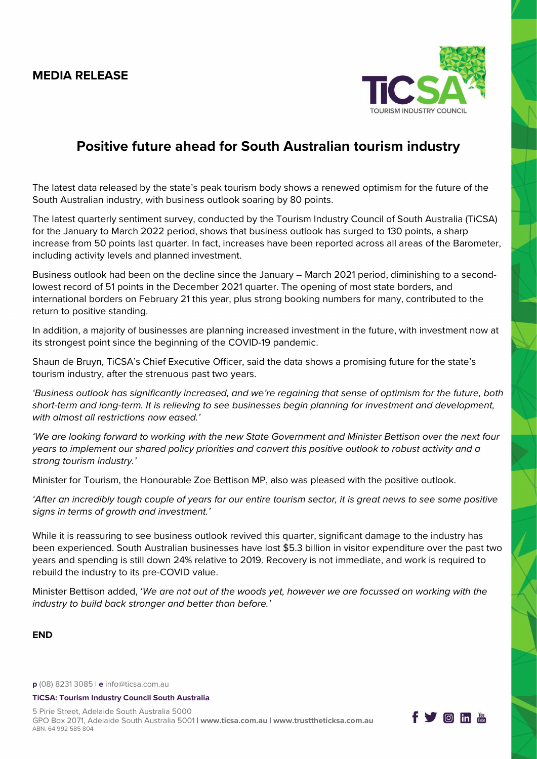**MEDIA RELEASE**

# Positive future ahead for South Australian tourism industry

The latest data released by the state's peak tourism body shows a renewed optimism for the future of the South Australian industry, with business outlook soaring by 80 points.

The latest quarterly sentiment survey, conducted by the Tourism Industry Council of South Australia (TiCSA) for the January to March 2022 period, shows that business outlook has surged to 130 points, a sharp increase from 50 points last quarter. In fact, increases have been reported across all areas of the Barometer, including activity levels and planned investment.

Business outlook had been on the decline since the January – March 2021 period, diminishing to a second-lowest record of 51 points in the December 2021 quarter. The opening of most state borders, and international borders on February 21 this year, plus strong booking numbers for many, contributed to the return to positive standing.

In addition, a majority of businesses are planning increased investment in the future, with investment now at its strongest point since the beginning of the COVID-19 pandemic.

Shaun de Bruyn, TiCSA's Chief Executive Officer, said the data shows a promising future for the state's tourism industry, after the strenuous past two years.

*'Business outlook has significantly increased, and we're regaining that sense of optimism for the future, both short-term and long-term. It is relieving to see businesses begin planning for investment and development, with almost all restrictions now eased.'*

*'We are looking forward to working with the new State Government and Minister Bettison over the next four years to implement our shared policy priorities and convert this positive outlook to robust activity and a strong tourism industry.'*

Minister for Tourism, the Honourable Zoe Bettison MP, also was pleased with the positive outlook.

*'After an incredibly tough couple of years for our entire tourism sector, it is great news to see some positive signs in terms of growth and investment.'*

While it is reassuring to see business outlook revived this quarter, significant damage to the industry has been experienced. South Australian businesses have lost $5.3 billion in visitor expenditure over the past two years and spending is still down 24% relative to 2019. Recovery is not immediate, and work is required to rebuild the industry to its pre-COVID value.

Minister Bettison added, '*We are not out of the woods yet, however we are focussed on working with the industry to build back stronger and better than before.'*

**END**

**p** (08) 8231 3085 | **e** info@ticsa.com.au

**TiCSA: Tourism Industry Council South Australia**

5 Pirie Street, Adelaide South Australia 5000
GPO Box 2071, Adelaide South Australia 5001 | **www.ticsa.com.au** | **www.trustthe­ticksa.com.au**
ABN. 64 992 585 804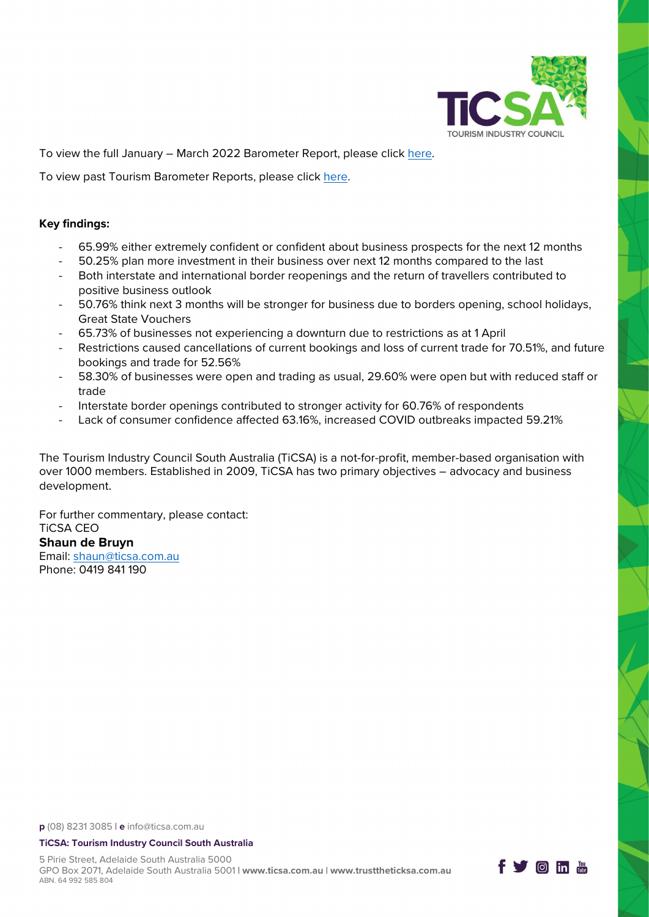To view the full January – March 2022 Barometer Report, please click here.

To view past Tourism Barometer Reports, please click here.

**Key findings:**

- 65.99% either extremely confident or confident about business prospects for the next 12 months
- 50.25% plan more investment in their business over next 12 months compared to the last
- Both interstate and international border reopenings and the return of travellers contributed to positive business outlook
- 50.76% think next 3 months will be stronger for business due to borders opening, school holidays, Great State Vouchers
- 65.73% of businesses not experiencing a downturn due to restrictions as at 1 April
- Restrictions caused cancellations of current bookings and loss of current trade for 70.51%, and future bookings and trade for 52.56%
- 58.30% of businesses were open and trading as usual, 29.60% were open but with reduced staff or trade
- Interstate border openings contributed to stronger activity for 60.76% of respondents
- Lack of consumer confidence affected 63.16%, increased COVID outbreaks impacted 59.21%

The Tourism Industry Council South Australia (TiCSA) is a not-for-profit, member-based organisation with over 1000 members. Established in 2009, TiCSA has two primary objectives – advocacy and business development.

For further commentary, please contact:
TiCSA CEO
**Shaun de Bruyn**
Email: shaun@ticsa.com.au
Phone: 0419 841 190